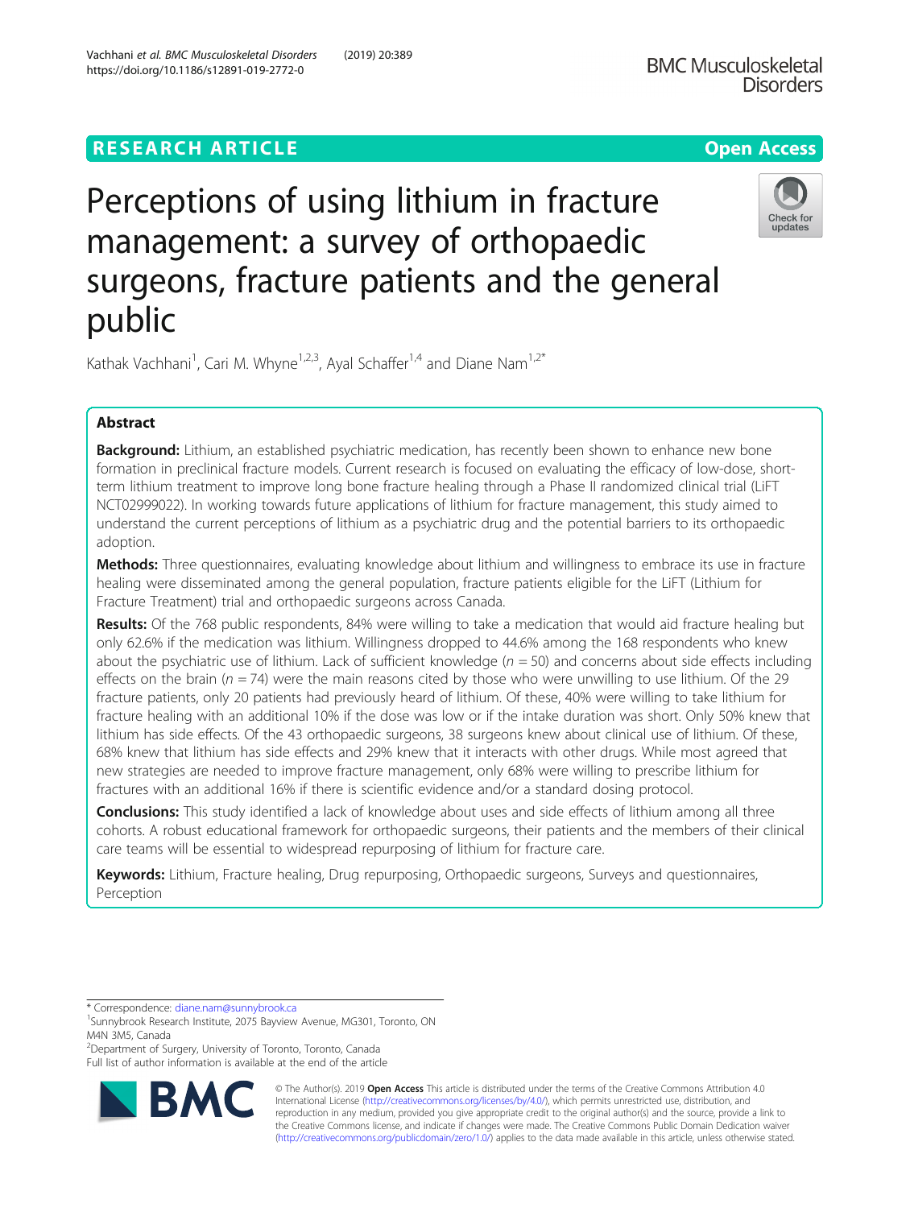# Perceptions of using lithium in fracture management: a survey of orthopaedic surgeons, fracture patients and the general public

Kathak Vachhani[1], Cari M. Whyne[1,2,3], Ayal Schaffer[1,4] and Diane Nam[1,2*]

## Abstract

**Background:** Lithium, an established psychiatric medication, has recently been shown to enhance new bone formation in preclinical fracture models. Current research is focused on evaluating the efficacy of low-dose, short-term lithium treatment to improve long bone fracture healing through a Phase II randomized clinical trial (LiFT NCT02999022). In working towards future applications of lithium for fracture management, this study aimed to understand the current perceptions of lithium as a psychiatric drug and the potential barriers to its orthopaedic adoption.

**Methods:** Three questionnaires, evaluating knowledge about lithium and willingness to embrace its use in fracture healing were disseminated among the general population, fracture patients eligible for the LiFT (Lithium for Fracture Treatment) trial and orthopaedic surgeons across Canada.

**Results:** Of the 768 public respondents, 84% were willing to take a medication that would aid fracture healing but only 62.6% if the medication was lithium. Willingness dropped to 44.6% among the 168 respondents who knew about the psychiatric use of lithium. Lack of sufficient knowledge ($n = 50$) and concerns about side effects including effects on the brain ($n = 74$) were the main reasons cited by those who were unwilling to use lithium. Of the 29 fracture patients, only 20 patients had previously heard of lithium. Of these, 40% were willing to take lithium for fracture healing with an additional 10% if the dose was low or if the intake duration was short. Only 50% knew that lithium has side effects. Of the 43 orthopaedic surgeons, 38 surgeons knew about clinical use of lithium. Of these, 68% knew that lithium has side effects and 29% knew that it interacts with other drugs. While most agreed that new strategies are needed to improve fracture management, only 68% were willing to prescribe lithium for fractures with an additional 16% if there is scientific evidence and/or a standard dosing protocol.

**Conclusions:** This study identified a lack of knowledge about uses and side effects of lithium among all three cohorts. A robust educational framework for orthopaedic surgeons, their patients and the members of their clinical care teams will be essential to widespread repurposing of lithium for fracture care.

**Keywords:** Lithium, Fracture healing, Drug repurposing, Orthopaedic surgeons, Surveys and questionnaires, Perception

---

* Correspondence: diane.nam@sunnybrook.ca

[1]Sunnybrook Research Institute, 2075 Bayview Avenue, MG301, Toronto, ON M4N 3M5, Canada

[2]Department of Surgery, University of Toronto, Toronto, Canada

Full list of author information is available at the end of the article

© The Author(s). 2019 **Open Access** This article is distributed under the terms of the Creative Commons Attribution 4.0 International License (http://creativecommons.org/licenses/by/4.0/), which permits unrestricted use, distribution, and reproduction in any medium, provided you give appropriate credit to the original author(s) and the source, provide a link to the Creative Commons license, and indicate if changes were made. The Creative Commons Public Domain Dedication waiver (http://creativecommons.org/publicdomain/zero/1.0/) applies to the data made available in this article, unless otherwise stated.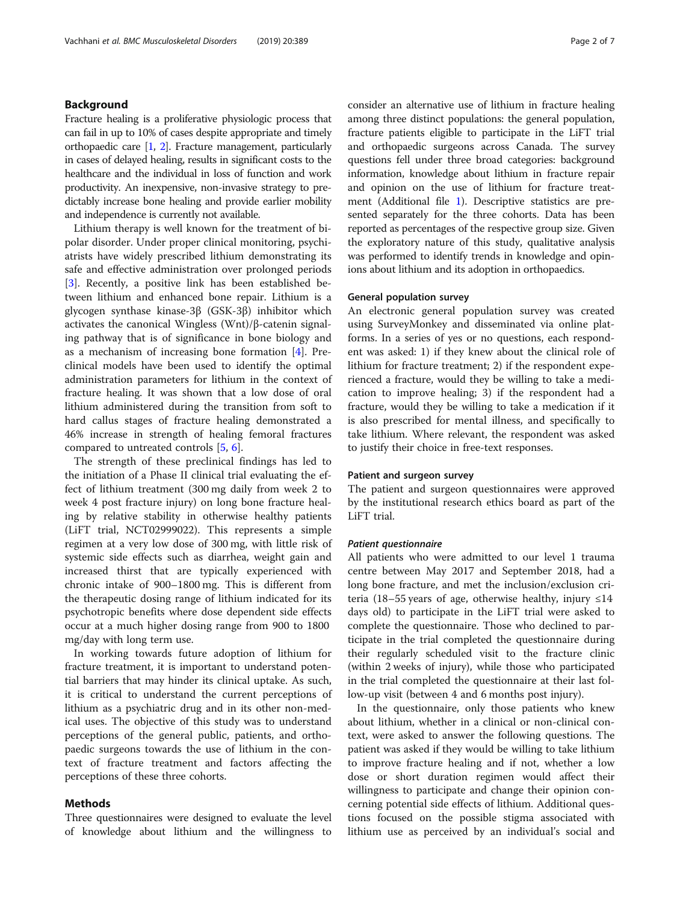## Background

Fracture healing is a proliferative physiologic process that can fail in up to 10% of cases despite appropriate and timely orthopaedic care [1, 2]. Fracture management, particularly in cases of delayed healing, results in significant costs to the healthcare and the individual in loss of function and work productivity. An inexpensive, non-invasive strategy to predictably increase bone healing and provide earlier mobility and independence is currently not available.

Lithium therapy is well known for the treatment of bipolar disorder. Under proper clinical monitoring, psychiatrists have widely prescribed lithium demonstrating its safe and effective administration over prolonged periods [3]. Recently, a positive link has been established between lithium and enhanced bone repair. Lithium is a glycogen synthase kinase-3β (GSK-3β) inhibitor which activates the canonical Wingless (Wnt)/β-catenin signaling pathway that is of significance in bone biology and as a mechanism of increasing bone formation [4]. Preclinical models have been used to identify the optimal administration parameters for lithium in the context of fracture healing. It was shown that a low dose of oral lithium administered during the transition from soft to hard callus stages of fracture healing demonstrated a 46% increase in strength of healing femoral fractures compared to untreated controls [5, 6].

The strength of these preclinical findings has led to the initiation of a Phase II clinical trial evaluating the effect of lithium treatment (300 mg daily from week 2 to week 4 post fracture injury) on long bone fracture healing by relative stability in otherwise healthy patients (LiFT trial, NCT02999022). This represents a simple regimen at a very low dose of 300 mg, with little risk of systemic side effects such as diarrhea, weight gain and increased thirst that are typically experienced with chronic intake of 900–1800 mg. This is different from the therapeutic dosing range of lithium indicated for its psychotropic benefits where dose dependent side effects occur at a much higher dosing range from 900 to 1800 mg/day with long term use.

In working towards future adoption of lithium for fracture treatment, it is important to understand potential barriers that may hinder its clinical uptake. As such, it is critical to understand the current perceptions of lithium as a psychiatric drug and in its other non-medical uses. The objective of this study was to understand perceptions of the general public, patients, and orthopaedic surgeons towards the use of lithium in the context of fracture treatment and factors affecting the perceptions of these three cohorts.

## Methods

Three questionnaires were designed to evaluate the level of knowledge about lithium and the willingness to consider an alternative use of lithium in fracture healing among three distinct populations: the general population, fracture patients eligible to participate in the LiFT trial and orthopaedic surgeons across Canada. The survey questions fell under three broad categories: background information, knowledge about lithium in fracture repair and opinion on the use of lithium for fracture treatment (Additional file 1). Descriptive statistics are presented separately for the three cohorts. Data has been reported as percentages of the respective group size. Given the exploratory nature of this study, qualitative analysis was performed to identify trends in knowledge and opinions about lithium and its adoption in orthopaedics.

### General population survey

An electronic general population survey was created using SurveyMonkey and disseminated via online platforms. In a series of yes or no questions, each respondent was asked: 1) if they knew about the clinical role of lithium for fracture treatment; 2) if the respondent experienced a fracture, would they be willing to take a medication to improve healing; 3) if the respondent had a fracture, would they be willing to take a medication if it is also prescribed for mental illness, and specifically to take lithium. Where relevant, the respondent was asked to justify their choice in free-text responses.

### Patient and surgeon survey

The patient and surgeon questionnaires were approved by the institutional research ethics board as part of the LiFT trial.

#### *Patient questionnaire*

All patients who were admitted to our level 1 trauma centre between May 2017 and September 2018, had a long bone fracture, and met the inclusion/exclusion criteria (18–55 years of age, otherwise healthy, injury ≤14 days old) to participate in the LiFT trial were asked to complete the questionnaire. Those who declined to participate in the trial completed the questionnaire during their regularly scheduled visit to the fracture clinic (within 2 weeks of injury), while those who participated in the trial completed the questionnaire at their last follow-up visit (between 4 and 6 months post injury).

In the questionnaire, only those patients who knew about lithium, whether in a clinical or non-clinical context, were asked to answer the following questions. The patient was asked if they would be willing to take lithium to improve fracture healing and if not, whether a low dose or short duration regimen would affect their willingness to participate and change their opinion concerning potential side effects of lithium. Additional questions focused on the possible stigma associated with lithium use as perceived by an individual's social and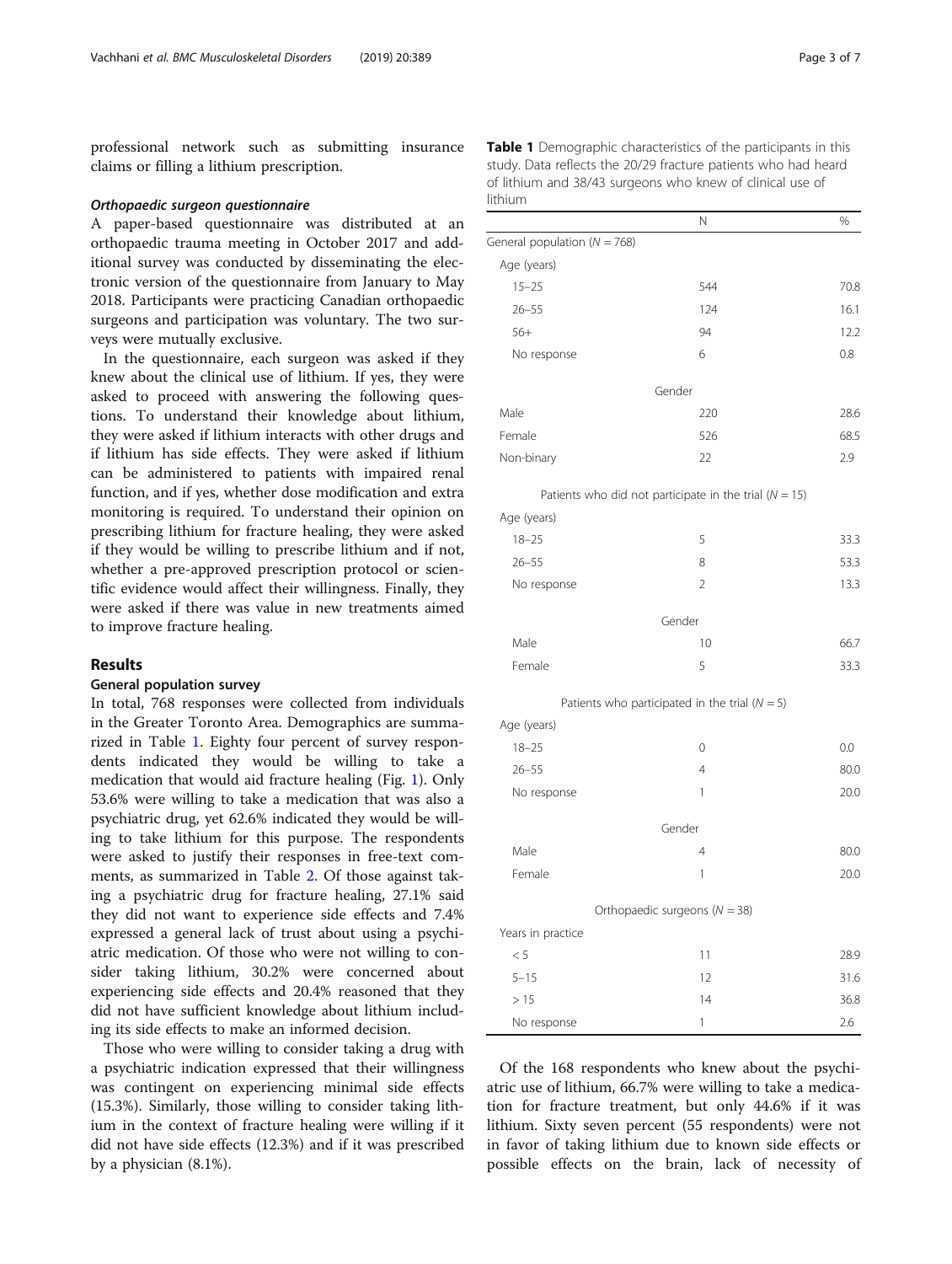professional network such as submitting insurance claims or filling a lithium prescription.

#### *Orthopaedic surgeon questionnaire*

A paper-based questionnaire was distributed at an orthopaedic trauma meeting in October 2017 and additional survey was conducted by disseminating the electronic version of the questionnaire from January to May 2018. Participants were practicing Canadian orthopaedic surgeons and participation was voluntary. The two surveys were mutually exclusive.

In the questionnaire, each surgeon was asked if they knew about the clinical use of lithium. If yes, they were asked to proceed with answering the following questions. To understand their knowledge about lithium, they were asked if lithium interacts with other drugs and if lithium has side effects. They were asked if lithium can be administered to patients with impaired renal function, and if yes, whether dose modification and extra monitoring is required. To understand their opinion on prescribing lithium for fracture healing, they were asked if they would be willing to prescribe lithium and if not, whether a pre-approved prescription protocol or scientific evidence would affect their willingness. Finally, they were asked if there was value in new treatments aimed to improve fracture healing.

## Results

### General population survey

In total, 768 responses were collected from individuals in the Greater Toronto Area. Demographics are summarized in Table 1. Eighty four percent of survey respondents indicated they would be willing to take a medication that would aid fracture healing (Fig. 1). Only 53.6% were willing to take a medication that was also a psychiatric drug, yet 62.6% indicated they would be willing to take lithium for this purpose. The respondents were asked to justify their responses in free-text comments, as summarized in Table 2. Of those against taking a psychiatric drug for fracture healing, 27.1% said they did not want to experience side effects and 7.4% expressed a general lack of trust about using a psychiatric medication. Of those who were not willing to consider taking lithium, 30.2% were concerned about experiencing side effects and 20.4% reasoned that they did not have sufficient knowledge about lithium including its side effects to make an informed decision.

Those who were willing to consider taking a drug with a psychiatric indication expressed that their willingness was contingent on experiencing minimal side effects (15.3%). Similarly, those willing to consider taking lithium in the context of fracture healing were willing if it did not have side effects (12.3%) and if it was prescribed by a physician (8.1%).

**Table 1** Demographic characteristics of the participants in this study. Data reflects the 20/29 fracture patients who had heard of lithium and 38/43 surgeons who knew of clinical use of lithium

| | N | % |
|---|---|---|
| General population (N = 768) | | |
| Age (years) | | |
| 15–25 | 544 | 70.8 |
| 26–55 | 124 | 16.1 |
| 56+ | 94 | 12.2 |
| No response | 6 | 0.8 |
| Gender | | |
| Male | 220 | 28.6 |
| Female | 526 | 68.5 |
| Non-binary | 22 | 2.9 |
| Patients who did not participate in the trial (N = 15) | | |
| Age (years) | | |
| 18–25 | 5 | 33.3 |
| 26–55 | 8 | 53.3 |
| No response | 2 | 13.3 |
| Gender | | |
| Male | 10 | 66.7 |
| Female | 5 | 33.3 |
| Patients who participated in the trial (N = 5) | | |
| Age (years) | | |
| 18–25 | 0 | 0.0 |
| 26–55 | 4 | 80.0 |
| No response | 1 | 20.0 |
| Gender | | |
| Male | 4 | 80.0 |
| Female | 1 | 20.0 |
| Orthopaedic surgeons (N = 38) | | |
| Years in practice | | |
| < 5 | 11 | 28.9 |
| 5–15 | 12 | 31.6 |
| > 15 | 14 | 36.8 |
| No response | 1 | 2.6 |

Of the 168 respondents who knew about the psychiatric use of lithium, 66.7% were willing to take a medication for fracture treatment, but only 44.6% if it was lithium. Sixty seven percent (55 respondents) were not in favor of taking lithium due to known side effects or possible effects on the brain, lack of necessity of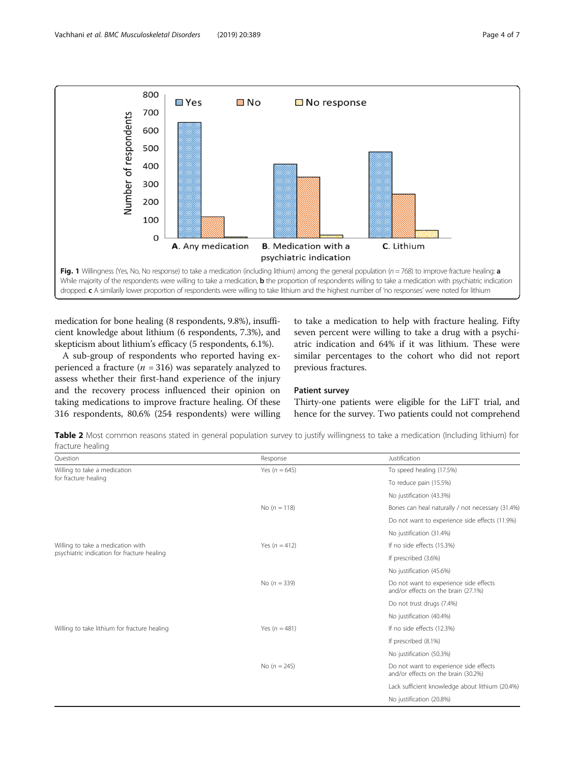Fig. 1 Willingness (Yes, No, No response) to take a medication (including lithium) among the general population ($n = 768$) to improve fracture healing: **a** While majority of the respondents were willing to take a medication, **b** the proportion of respondents willing to take a medication with psychiatric indication dropped. **c** A similarily lower proportion of respondents were willing to take lithium and the highest number of 'no responses' were noted for lithium

medication for bone healing (8 respondents, 9.8%), insufficient knowledge about lithium (6 respondents, 7.3%), and skepticism about lithium's efficacy (5 respondents, 6.1%).

A sub-group of respondents who reported having experienced a fracture ($n = 316$) was separately analyzed to assess whether their first-hand experience of the injury and the recovery process influenced their opinion on taking medications to improve fracture healing. Of these 316 respondents, 80.6% (254 respondents) were willing to take a medication to help with fracture healing. Fifty seven percent were willing to take a drug with a psychiatric indication and 64% if it was lithium. These were similar percentages to the cohort who did not report previous fractures.

### Patient survey

Thirty-one patients were eligible for the LiFT trial, and hence for the survey. Two patients could not comprehend

**Table 2** Most common reasons stated in general population survey to justify willingness to take a medication (Including lithium) for fracture healing

| Question | Response | Justification |
|---|---|---|
| Willing to take a medication for fracture healing | Yes ($n = 645$) | To speed healing (17.5%) |
| | | To reduce pain (15.5%) |
| | | No justification (43.3%) |
| | No ($n = 118$) | Bones can heal naturally / not necessary (31.4%) |
| | | Do not want to experience side effects (11.9%) |
| | | No justification (31.4%) |
| Willing to take a medication with psychiatric indication for fracture healing | Yes ($n = 412$) | If no side effects (15.3%) |
| | | If prescribed (3.6%) |
| | | No justification (45.6%) |
| | No ($n = 339$) | Do not want to experience side effects and/or effects on the brain (27.1%) |
| | | Do not trust drugs (7.4%) |
| | | No justification (40.4%) |
| Willing to take lithium for fracture healing | Yes ($n = 481$) | If no side effects (12.3%) |
| | | If prescribed (8.1%) |
| | | No justification (50.3%) |
| | No ($n = 245$) | Do not want to experience side effects and/or effects on the brain (30.2%) |
| | | Lack sufficient knowledge about lithium (20.4%) |
| | | No justification (20.8%) |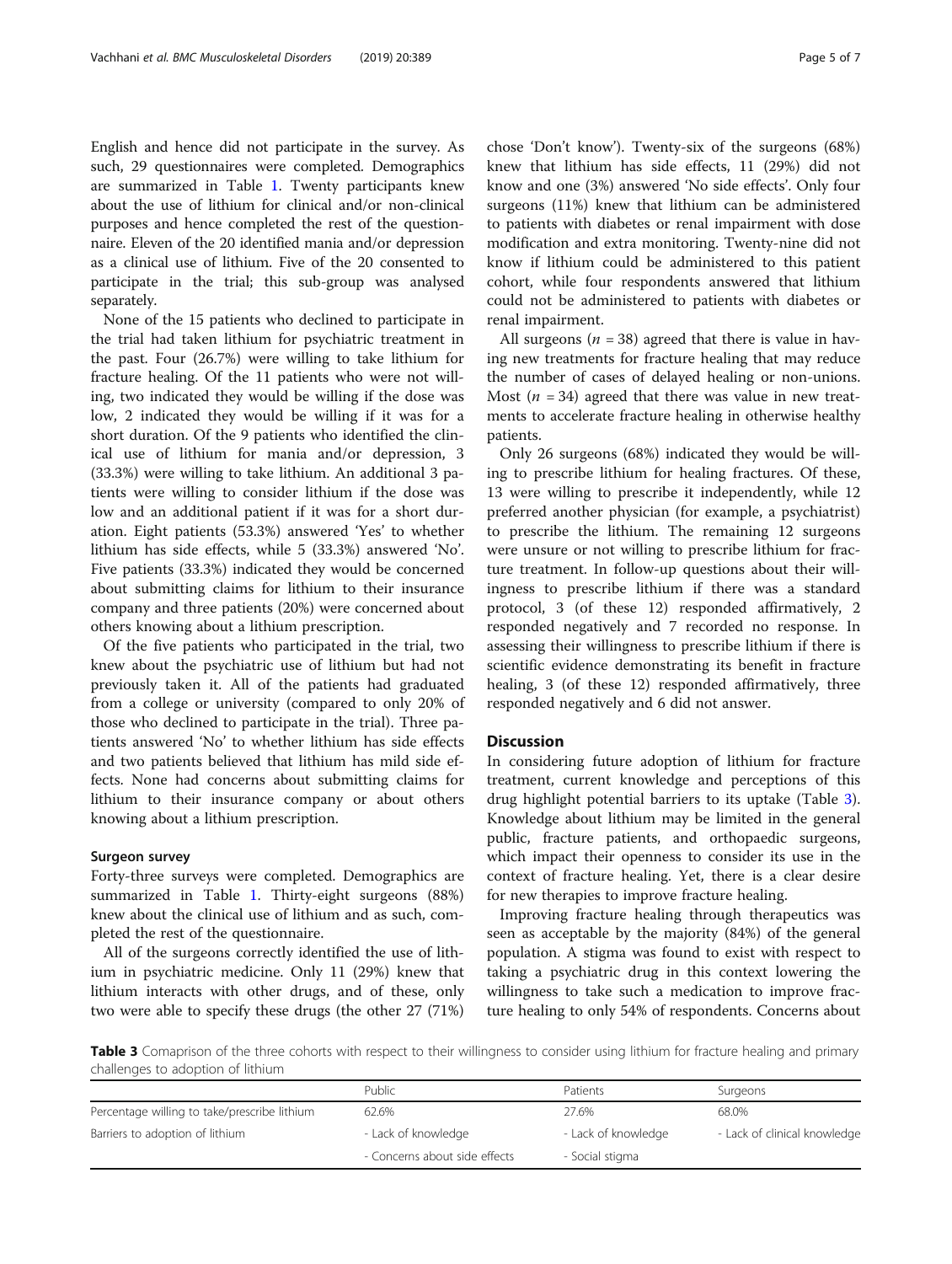English and hence did not participate in the survey. As such, 29 questionnaires were completed. Demographics are summarized in Table 1. Twenty participants knew about the use of lithium for clinical and/or non-clinical purposes and hence completed the rest of the questionnaire. Eleven of the 20 identified mania and/or depression as a clinical use of lithium. Five of the 20 consented to participate in the trial; this sub-group was analysed separately.

None of the 15 patients who declined to participate in the trial had taken lithium for psychiatric treatment in the past. Four (26.7%) were willing to take lithium for fracture healing. Of the 11 patients who were not willing, two indicated they would be willing if the dose was low, 2 indicated they would be willing if it was for a short duration. Of the 9 patients who identified the clinical use of lithium for mania and/or depression, 3 (33.3%) were willing to take lithium. An additional 3 patients were willing to consider lithium if the dose was low and an additional patient if it was for a short duration. Eight patients (53.3%) answered 'Yes' to whether lithium has side effects, while 5 (33.3%) answered 'No'. Five patients (33.3%) indicated they would be concerned about submitting claims for lithium to their insurance company and three patients (20%) were concerned about others knowing about a lithium prescription.

Of the five patients who participated in the trial, two knew about the psychiatric use of lithium but had not previously taken it. All of the patients had graduated from a college or university (compared to only 20% of those who declined to participate in the trial). Three patients answered 'No' to whether lithium has side effects and two patients believed that lithium has mild side effects. None had concerns about submitting claims for lithium to their insurance company or about others knowing about a lithium prescription.

### Surgeon survey

Forty-three surveys were completed. Demographics are summarized in Table 1. Thirty-eight surgeons (88%) knew about the clinical use of lithium and as such, completed the rest of the questionnaire.

All of the surgeons correctly identified the use of lithium in psychiatric medicine. Only 11 (29%) knew that lithium interacts with other drugs, and of these, only two were able to specify these drugs (the other 27 (71%) chose 'Don't know'). Twenty-six of the surgeons (68%) knew that lithium has side effects, 11 (29%) did not know and one (3%) answered 'No side effects'. Only four surgeons (11%) knew that lithium can be administered to patients with diabetes or renal impairment with dose modification and extra monitoring. Twenty-nine did not know if lithium could be administered to this patient cohort, while four respondents answered that lithium could not be administered to patients with diabetes or renal impairment.

All surgeons ($n$ = 38) agreed that there is value in having new treatments for fracture healing that may reduce the number of cases of delayed healing or non-unions. Most ($n$ = 34) agreed that there was value in new treatments to accelerate fracture healing in otherwise healthy patients.

Only 26 surgeons (68%) indicated they would be willing to prescribe lithium for healing fractures. Of these, 13 were willing to prescribe it independently, while 12 preferred another physician (for example, a psychiatrist) to prescribe the lithium. The remaining 12 surgeons were unsure or not willing to prescribe lithium for fracture treatment. In follow-up questions about their willingness to prescribe lithium if there was a standard protocol, 3 (of these 12) responded affirmatively, 2 responded negatively and 7 recorded no response. In assessing their willingness to prescribe lithium if there is scientific evidence demonstrating its benefit in fracture healing, 3 (of these 12) responded affirmatively, three responded negatively and 6 did not answer.

## Discussion

In considering future adoption of lithium for fracture treatment, current knowledge and perceptions of this drug highlight potential barriers to its uptake (Table 3). Knowledge about lithium may be limited in the general public, fracture patients, and orthopaedic surgeons, which impact their openness to consider its use in the context of fracture healing. Yet, there is a clear desire for new therapies to improve fracture healing.

Improving fracture healing through therapeutics was seen as acceptable by the majority (84%) of the general population. A stigma was found to exist with respect to taking a psychiatric drug in this context lowering the willingness to take such a medication to improve fracture healing to only 54% of respondents. Concerns about

**Table 3** Comaprison of the three cohorts with respect to their willingness to consider using lithium for fracture healing and primary challenges to adoption of lithium

| | Public | Patients | Surgeons |
|---|---|---|---|
| Percentage willing to take/prescribe lithium | 62.6% | 27.6% | 68.0% |
| Barriers to adoption of lithium | - Lack of knowledge | - Lack of knowledge | - Lack of clinical knowledge |
| | - Concerns about side effects | - Social stigma | |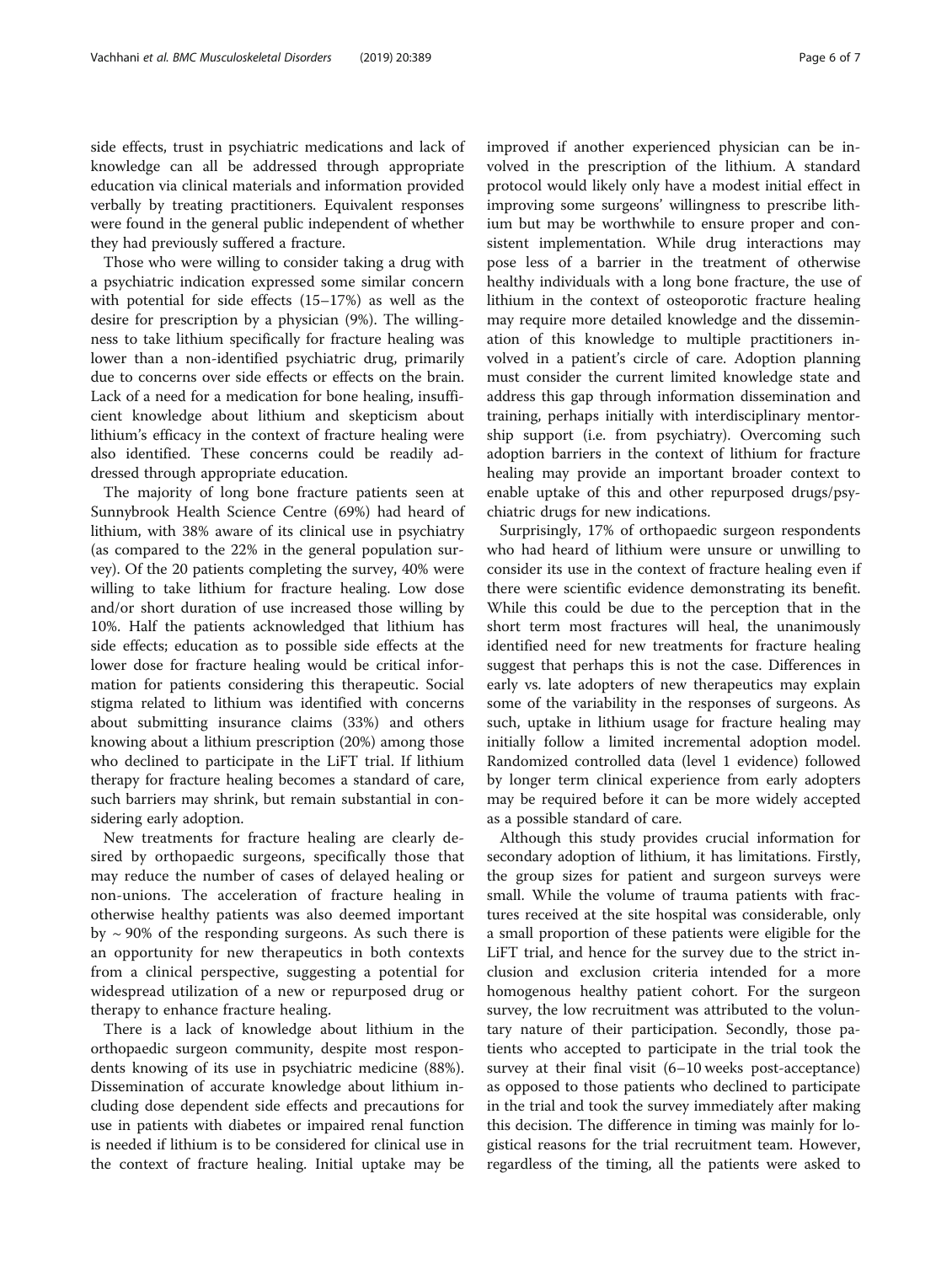side effects, trust in psychiatric medications and lack of knowledge can all be addressed through appropriate education via clinical materials and information provided verbally by treating practitioners. Equivalent responses were found in the general public independent of whether they had previously suffered a fracture.

Those who were willing to consider taking a drug with a psychiatric indication expressed some similar concern with potential for side effects (15–17%) as well as the desire for prescription by a physician (9%). The willingness to take lithium specifically for fracture healing was lower than a non-identified psychiatric drug, primarily due to concerns over side effects or effects on the brain. Lack of a need for a medication for bone healing, insufficient knowledge about lithium and skepticism about lithium's efficacy in the context of fracture healing were also identified. These concerns could be readily addressed through appropriate education.

The majority of long bone fracture patients seen at Sunnybrook Health Science Centre (69%) had heard of lithium, with 38% aware of its clinical use in psychiatry (as compared to the 22% in the general population survey). Of the 20 patients completing the survey, 40% were willing to take lithium for fracture healing. Low dose and/or short duration of use increased those willing by 10%. Half the patients acknowledged that lithium has side effects; education as to possible side effects at the lower dose for fracture healing would be critical information for patients considering this therapeutic. Social stigma related to lithium was identified with concerns about submitting insurance claims (33%) and others knowing about a lithium prescription (20%) among those who declined to participate in the LiFT trial. If lithium therapy for fracture healing becomes a standard of care, such barriers may shrink, but remain substantial in considering early adoption.

New treatments for fracture healing are clearly desired by orthopaedic surgeons, specifically those that may reduce the number of cases of delayed healing or non-unions. The acceleration of fracture healing in otherwise healthy patients was also deemed important by ~ 90% of the responding surgeons. As such there is an opportunity for new therapeutics in both contexts from a clinical perspective, suggesting a potential for widespread utilization of a new or repurposed drug or therapy to enhance fracture healing.

There is a lack of knowledge about lithium in the orthopaedic surgeon community, despite most respondents knowing of its use in psychiatric medicine (88%). Dissemination of accurate knowledge about lithium including dose dependent side effects and precautions for use in patients with diabetes or impaired renal function is needed if lithium is to be considered for clinical use in the context of fracture healing. Initial uptake may be improved if another experienced physician can be involved in the prescription of the lithium. A standard protocol would likely only have a modest initial effect in improving some surgeons' willingness to prescribe lithium but may be worthwhile to ensure proper and consistent implementation. While drug interactions may pose less of a barrier in the treatment of otherwise healthy individuals with a long bone fracture, the use of lithium in the context of osteoporotic fracture healing may require more detailed knowledge and the dissemination of this knowledge to multiple practitioners involved in a patient's circle of care. Adoption planning must consider the current limited knowledge state and address this gap through information dissemination and training, perhaps initially with interdisciplinary mentorship support (i.e. from psychiatry). Overcoming such adoption barriers in the context of lithium for fracture healing may provide an important broader context to enable uptake of this and other repurposed drugs/psychiatric drugs for new indications.

Surprisingly, 17% of orthopaedic surgeon respondents who had heard of lithium were unsure or unwilling to consider its use in the context of fracture healing even if there were scientific evidence demonstrating its benefit. While this could be due to the perception that in the short term most fractures will heal, the unanimously identified need for new treatments for fracture healing suggest that perhaps this is not the case. Differences in early vs. late adopters of new therapeutics may explain some of the variability in the responses of surgeons. As such, uptake in lithium usage for fracture healing may initially follow a limited incremental adoption model. Randomized controlled data (level 1 evidence) followed by longer term clinical experience from early adopters may be required before it can be more widely accepted as a possible standard of care.

Although this study provides crucial information for secondary adoption of lithium, it has limitations. Firstly, the group sizes for patient and surgeon surveys were small. While the volume of trauma patients with fractures received at the site hospital was considerable, only a small proportion of these patients were eligible for the LiFT trial, and hence for the survey due to the strict inclusion and exclusion criteria intended for a more homogenous healthy patient cohort. For the surgeon survey, the low recruitment was attributed to the voluntary nature of their participation. Secondly, those patients who accepted to participate in the trial took the survey at their final visit (6–10 weeks post-acceptance) as opposed to those patients who declined to participate in the trial and took the survey immediately after making this decision. The difference in timing was mainly for logistical reasons for the trial recruitment team. However, regardless of the timing, all the patients were asked to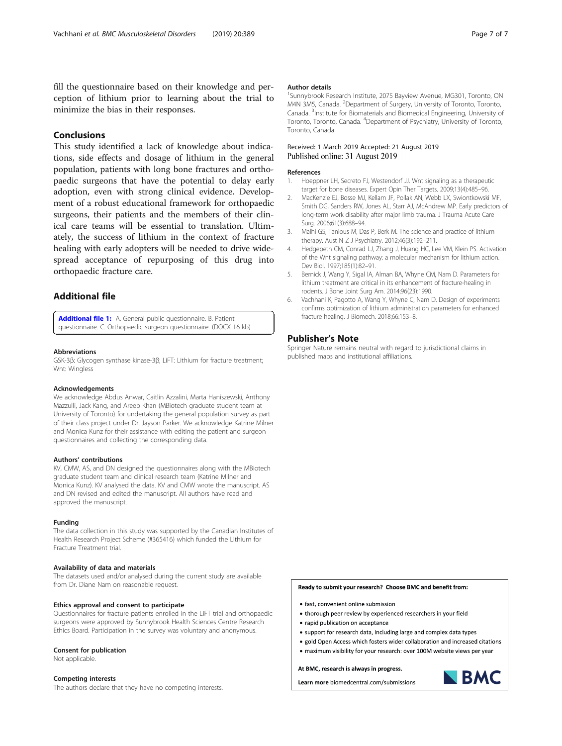fill the questionnaire based on their knowledge and perception of lithium prior to learning about the trial to minimize the bias in their responses.

## Conclusions

This study identified a lack of knowledge about indications, side effects and dosage of lithium in the general population, patients with long bone fractures and orthopaedic surgeons that have the potential to delay early adoption, even with strong clinical evidence. Development of a robust educational framework for orthopaedic surgeons, their patients and the members of their clinical care teams will be essential to translation. Ultimately, the success of lithium in the context of fracture healing with early adopters will be needed to drive widespread acceptance of repurposing of this drug into orthopaedic fracture care.

## Additional file

**Additional file 1:** A. General public questionnaire. B. Patient questionnaire. C. Orthopaedic surgeon questionnaire. (DOCX 16 kb)

#### Abbreviations

GSK-3β: Glycogen synthase kinase-3β; LiFT: Lithium for fracture treatment; Wnt: Wingless

#### Acknowledgements

We acknowledge Abdus Anwar, Caitlin Azzalini, Marta Haniszewski, Anthony Mazzulli, Jack Kang, and Areeb Khan (MBiotech graduate student team at University of Toronto) for undertaking the general population survey as part of their class project under Dr. Jayson Parker. We acknowledge Katrine Milner and Monica Kunz for their assistance with editing the patient and surgeon questionnaires and collecting the corresponding data.

#### Authors' contributions

KV, CMW, AS, and DN designed the questionnaires along with the MBiotech graduate student team and clinical research team (Katrine Milner and Monica Kunz). KV analysed the data. KV and CMW wrote the manuscript. AS and DN revised and edited the manuscript. All authors have read and approved the manuscript.

#### Funding

The data collection in this study was supported by the Canadian Institutes of Health Research Project Scheme (#365416) which funded the Lithium for Fracture Treatment trial.

#### Availability of data and materials

The datasets used and/or analysed during the current study are available from Dr. Diane Nam on reasonable request.

#### Ethics approval and consent to participate

Questionnaires for fracture patients enrolled in the LiFT trial and orthopaedic surgeons were approved by Sunnybrook Health Sciences Centre Research Ethics Board. Participation in the survey was voluntary and anonymous.

#### Consent for publication

Not applicable.

#### Competing interests

The authors declare that they have no competing interests.

#### Author details

[1]Sunnybrook Research Institute, 2075 Bayview Avenue, MG301, Toronto, ON M4N 3M5, Canada. [2]Department of Surgery, University of Toronto, Toronto, Canada. [3]Institute for Biomaterials and Biomedical Engineering, University of Toronto, Toronto, Canada. [4]Department of Psychiatry, University of Toronto, Toronto, Canada.

Received: 1 March 2019 Accepted: 21 August 2019
Published online: 31 August 2019

#### References

1. Hoeppner LH, Secreto FJ, Westendorf JJ. Wnt signaling as a therapeutic target for bone diseases. Expert Opin Ther Targets. 2009;13(4):485–96.
2. MacKenzie EJ, Bosse MJ, Kellam JF, Pollak AN, Webb LX, Swiontkowski MF, Smith DG, Sanders RW, Jones AL, Starr AJ, McAndrew MP. Early predictors of long-term work disability after major limb trauma. J Trauma Acute Care Surg. 2006;61(3):688–94.
3. Malhi GS, Tanious M, Das P, Berk M. The science and practice of lithium therapy. Aust N Z J Psychiatry. 2012;46(3):192–211.
4. Hedgepeth CM, Conrad LJ, Zhang J, Huang HC, Lee VM, Klein PS. Activation of the Wnt signaling pathway: a molecular mechanism for lithium action. Dev Biol. 1997;185(1):82–91.
5. Bernick J, Wang Y, Sigal IA, Alman BA, Whyne CM, Nam D. Parameters for lithium treatment are critical in its enhancement of fracture-healing in rodents. J Bone Joint Surg Am. 2014;96(23):1990.
6. Vachhani K, Pagotto A, Wang Y, Whyne C, Nam D. Design of experiments confirms optimization of lithium administration parameters for enhanced fracture healing. J Biomech. 2018;66:153–8.

## Publisher's Note

Springer Nature remains neutral with regard to jurisdictional claims in published maps and institutional affiliations.